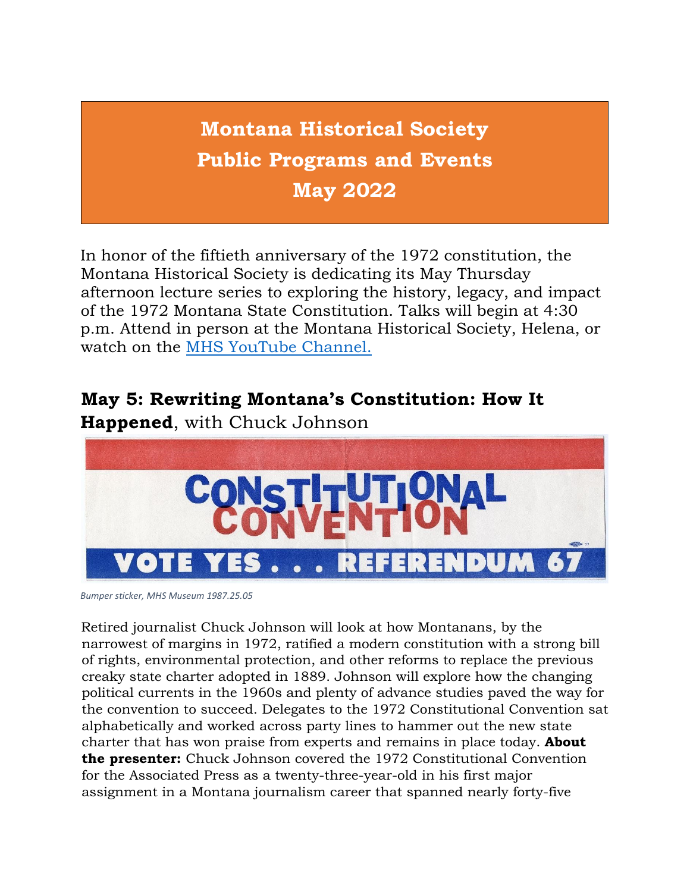# Montana Historical Society Public Programs and Events May 2022

In honor of the fiftieth anniversary of the 1972 constitution, the Montana Historical Society is dedicating its May Thursday afternoon lecture series to exploring the history, legacy, and impact of the 1972 Montana State Constitution. Talks will begin at 4:30 p.m. Attend in person at the Montana Historical Society, Helena, or watch on the MHS YouTube Channel.

## May 5: Rewriting Montana's Constitution: How It Happened, with Chuck Johnson

*Bumper sticker, MHS Museum 1987.25.05*

Retired journalist Chuck Johnson will look at how Montanans, by the narrowest of margins in 1972, ratified a modern constitution with a strong bill of rights, environmental protection, and other reforms to replace the previous creaky state charter adopted in 1889. Johnson will explore how the changing political currents in the 1960s and plenty of advance studies paved the way for the convention to succeed. Delegates to the 1972 Constitutional Convention sat alphabetically and worked across party lines to hammer out the new state charter that has won praise from experts and remains in place today. **About the presenter:** Chuck Johnson covered the 1972 Constitutional Convention for the Associated Press as a twenty-three-year-old in his first major assignment in a Montana journalism career that spanned nearly forty-five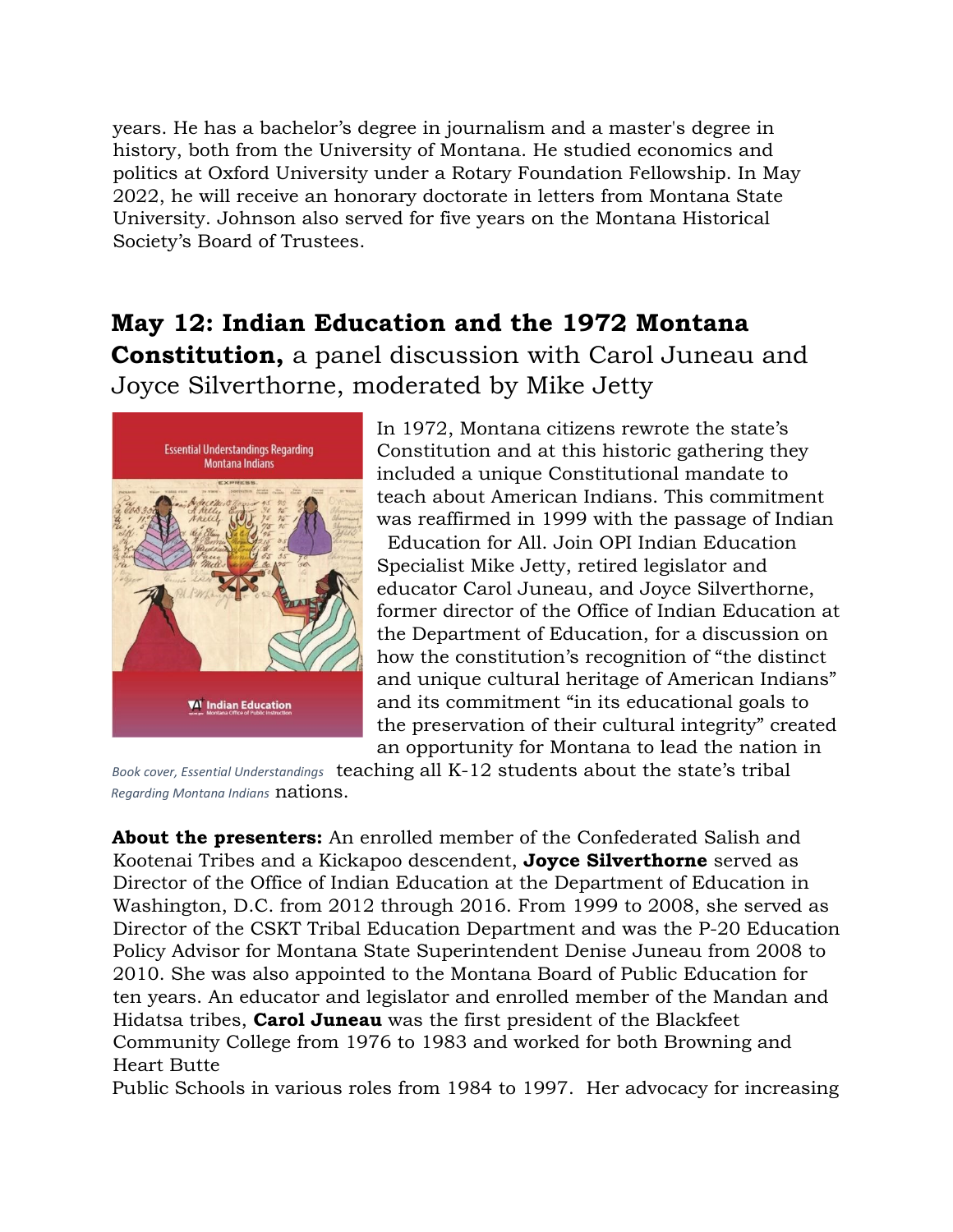years. He has a bachelor's degree in journalism and a master's degree in history, both from the University of Montana. He studied economics and politics at Oxford University under a Rotary Foundation Fellowship. In May 2022, he will receive an honorary doctorate in letters from Montana State University. Johnson also served for five years on the Montana Historical Society's Board of Trustees.

## **May 12: Indian Education and the 1972 Montana Constitution,** a panel discussion with Carol Juneau and Joyce Silverthorne, moderated by Mike Jetty

In 1972, Montana citizens rewrote the state's Constitution and at this historic gathering they included a unique Constitutional mandate to teach about American Indians. This commitment was reaffirmed in 1999 with the passage of Indian Education for All. Join OPI Indian Education Specialist Mike Jetty, retired legislator and educator Carol Juneau, and Joyce Silverthorne, former director of the Office of Indian Education at the Department of Education, for a discussion on how the constitution's recognition of "the distinct and unique cultural heritage of American Indians" and its commitment "in its educational goals to the preservation of their cultural integrity" created an opportunity for Montana to lead the nation in teaching all K-12 students about the state's tribal nations.

*Book cover, Essential Understandings Regarding Montana Indians*

**About the presenters:** An enrolled member of the Confederated Salish and Kootenai Tribes and a Kickapoo descendent, **Joyce Silverthorne** served as Director of the Office of Indian Education at the Department of Education in Washington, D.C. from 2012 through 2016. From 1999 to 2008, she served as Director of the CSKT Tribal Education Department and was the P-20 Education Policy Advisor for Montana State Superintendent Denise Juneau from 2008 to 2010. She was also appointed to the Montana Board of Public Education for ten years. An educator and legislator and enrolled member of the Mandan and Hidatsa tribes, **Carol Juneau** was the first president of the Blackfeet Community College from 1976 to 1983 and worked for both Browning and Heart Butte Public Schools in various roles from 1984 to 1997. Her advocacy for increasing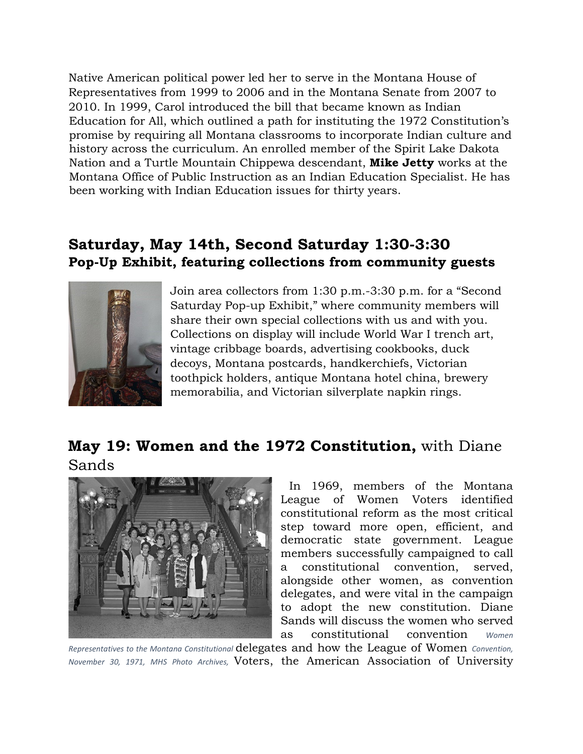Native American political power led her to serve in the Montana House of Representatives from 1999 to 2006 and in the Montana Senate from 2007 to 2010. In 1999, Carol introduced the bill that became known as Indian Education for All, which outlined a path for instituting the 1972 Constitution's promise by requiring all Montana classrooms to incorporate Indian culture and history across the curriculum. An enrolled member of the Spirit Lake Dakota Nation and a Turtle Mountain Chippewa descendant, **Mike Jetty** works at the Montana Office of Public Instruction as an Indian Education Specialist. He has been working with Indian Education issues for thirty years.

## Saturday, May 14th, Second Saturday 1:30-3:30

### Pop-Up Exhibit, featuring collections from community guests

Join area collectors from 1:30 p.m.-3:30 p.m. for a "Second Saturday Pop-up Exhibit," where community members will share their own special collections with us and with you. Collections on display will include World War I trench art, vintage cribbage boards, advertising cookbooks, duck decoys, Montana postcards, handkerchiefs, Victorian toothpick holders, antique Montana hotel china, brewery memorabilia, and Victorian silverplate napkin rings.

## May 19: Women and the 1972 Constitution, with Diane Sands

*Women Representatives to the Montana Constitutional Convention, November 30, 1971, MHS Photo Archives,*

In 1969, members of the Montana League of Women Voters identified constitutional reform as the most critical step toward more open, efficient, and democratic state government. League members successfully campaigned to call a constitutional convention, served, alongside other women, as convention delegates, and were vital in the campaign to adopt the new constitution. Diane Sands will discuss the women who served as constitutional convention delegates and how the League of Women Voters, the American Association of University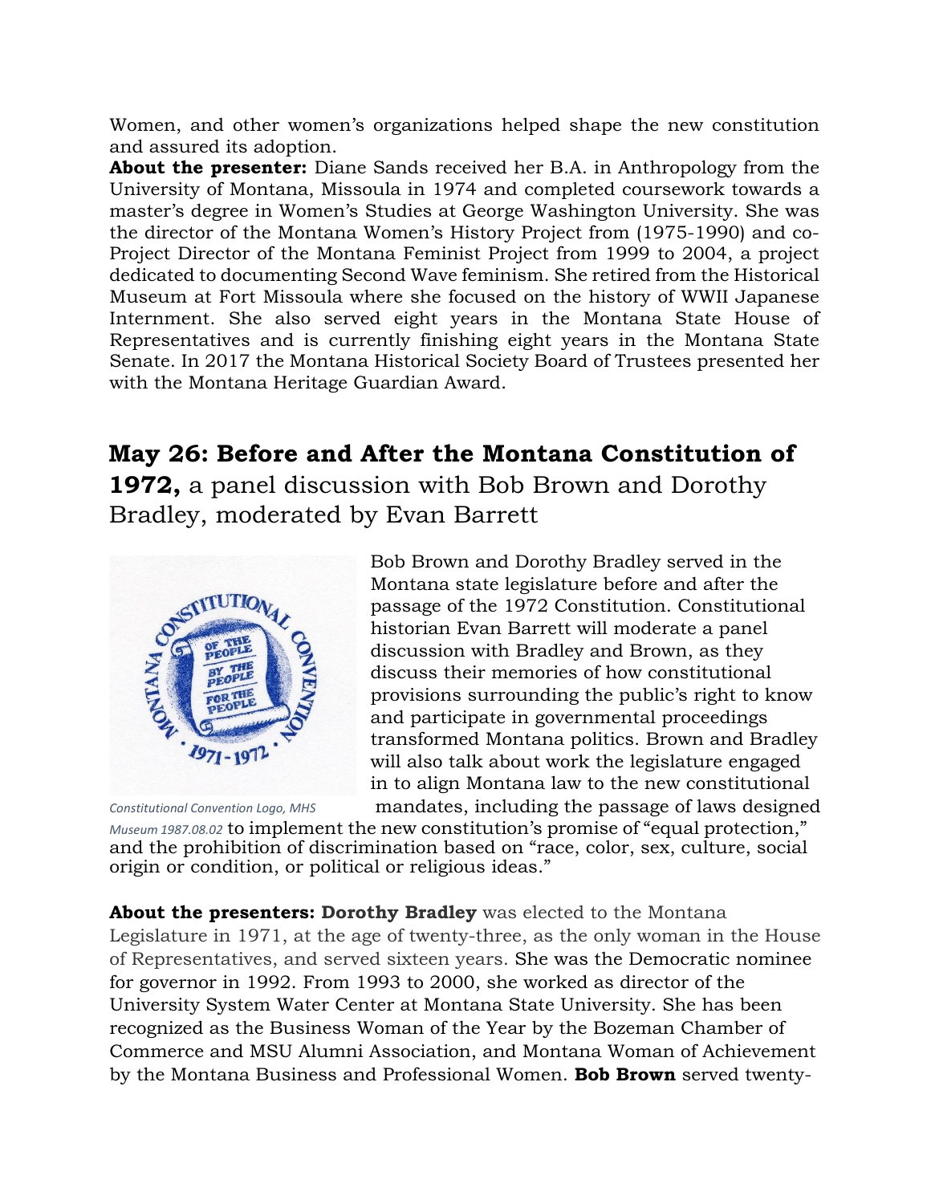Women, and other women's organizations helped shape the new constitution and assured its adoption.

**About the presenter:** Diane Sands received her B.A. in Anthropology from the University of Montana, Missoula in 1974 and completed coursework towards a master's degree in Women's Studies at George Washington University. She was the director of the Montana Women's History Project from (1975-1990) and co-Project Director of the Montana Feminist Project from 1999 to 2004, a project dedicated to documenting Second Wave feminism. She retired from the Historical Museum at Fort Missoula where she focused on the history of WWII Japanese Internment. She also served eight years in the Montana State House of Representatives and is currently finishing eight years in the Montana State Senate. In 2017 the Montana Historical Society Board of Trustees presented her with the Montana Heritage Guardian Award.

## **May 26: Before and After the Montana Constitution of 1972,** a panel discussion with Bob Brown and Dorothy Bradley, moderated by Evan Barrett

*Constitutional Convention Logo, MHS Museum 1987.08.02*

Bob Brown and Dorothy Bradley served in the Montana state legislature before and after the passage of the 1972 Constitution. Constitutional historian Evan Barrett will moderate a panel discussion with Bradley and Brown, as they discuss their memories of how constitutional provisions surrounding the public's right to know and participate in governmental proceedings transformed Montana politics. Brown and Bradley will also talk about work the legislature engaged in to align Montana law to the new constitutional mandates, including the passage of laws designed to implement the new constitution's promise of "equal protection," and the prohibition of discrimination based on "race, color, sex, culture, social origin or condition, or political or religious ideas."

**About the presenters: Dorothy Bradley** was elected to the Montana Legislature in 1971, at the age of twenty-three, as the only woman in the House of Representatives, and served sixteen years. She was the Democratic nominee for governor in 1992. From 1993 to 2000, she worked as director of the University System Water Center at Montana State University. She has been recognized as the Business Woman of the Year by the Bozeman Chamber of Commerce and MSU Alumni Association, and Montana Woman of Achievement by the Montana Business and Professional Women. **Bob Brown** served twenty-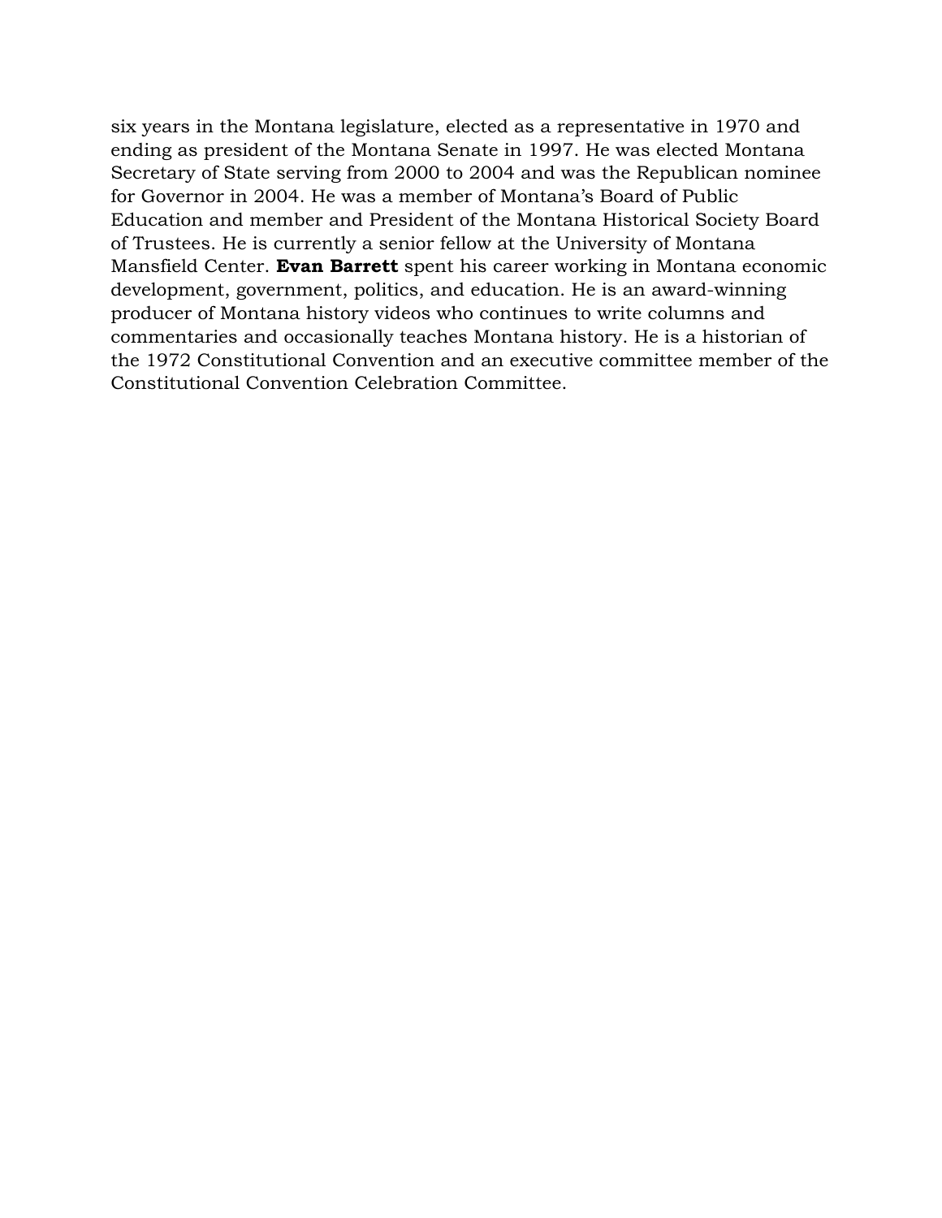six years in the Montana legislature, elected as a representative in 1970 and ending as president of the Montana Senate in 1997. He was elected Montana Secretary of State serving from 2000 to 2004 and was the Republican nominee for Governor in 2004. He was a member of Montana's Board of Public Education and member and President of the Montana Historical Society Board of Trustees. He is currently a senior fellow at the University of Montana Mansfield Center. **Evan Barrett** spent his career working in Montana economic development, government, politics, and education. He is an award-winning producer of Montana history videos who continues to write columns and commentaries and occasionally teaches Montana history. He is a historian of the 1972 Constitutional Convention and an executive committee member of the Constitutional Convention Celebration Committee.